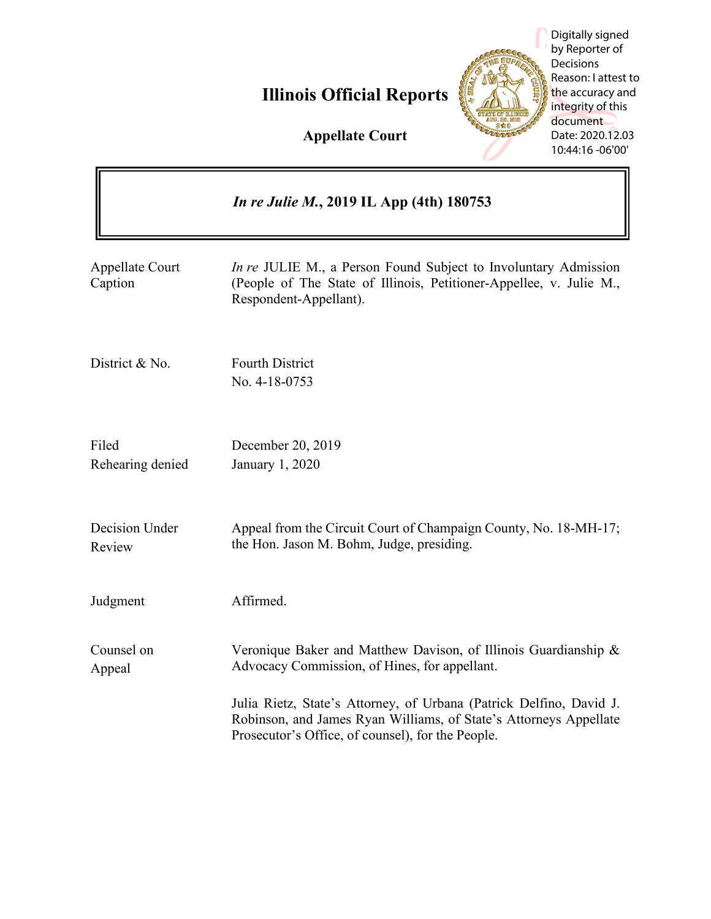# Illinois Official Reports

## Appellate Court

Digitally signed by Reporter of Decisions
Reason: I attest to the accuracy and integrity of this document
Date: 2020.12.03 10:44:16 -06'00'

***In re Julie M.*, 2019 IL App (4th) 180753**

| | |
|---|---|
| Appellate Court Caption | *In re* JULIE M., a Person Found Subject to Involuntary Admission (People of The State of Illinois, Petitioner-Appellee, v. Julie M., Respondent-Appellant). |
| District & No. | Fourth District<br>No. 4-18-0753 |
| Filed<br>Rehearing denied | December 20, 2019<br>January 1, 2020 |
| Decision Under Review | Appeal from the Circuit Court of Champaign County, No. 18-MH-17; the Hon. Jason M. Bohm, Judge, presiding. |
| Judgment | Affirmed. |
| Counsel on Appeal | Veronique Baker and Matthew Davison, of Illinois Guardianship & Advocacy Commission, of Hines, for appellant.<br><br>Julia Rietz, State's Attorney, of Urbana (Patrick Delfino, David J. Robinson, and James Ryan Williams, of State's Attorneys Appellate Prosecutor's Office, of counsel), for the People. |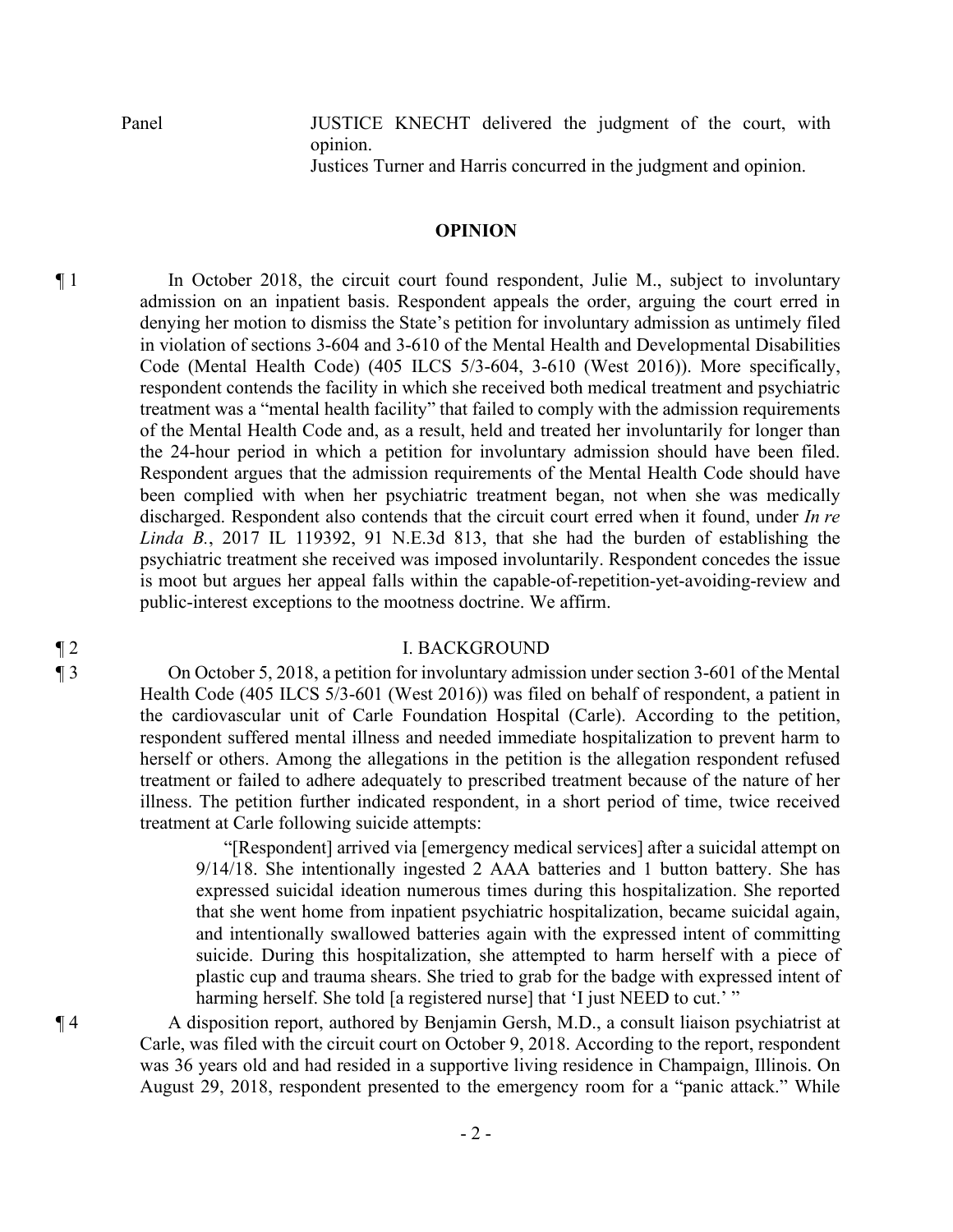Panel JUSTICE KNECHT delivered the judgment of the court, with opinion.
Justices Turner and Harris concurred in the judgment and opinion.

## OPINION

¶ 1 In October 2018, the circuit court found respondent, Julie M., subject to involuntary admission on an inpatient basis. Respondent appeals the order, arguing the court erred in denying her motion to dismiss the State's petition for involuntary admission as untimely filed in violation of sections 3-604 and 3-610 of the Mental Health and Developmental Disabilities Code (Mental Health Code) (405 ILCS 5/3-604, 3-610 (West 2016)). More specifically, respondent contends the facility in which she received both medical treatment and psychiatric treatment was a "mental health facility" that failed to comply with the admission requirements of the Mental Health Code and, as a result, held and treated her involuntarily for longer than the 24-hour period in which a petition for involuntary admission should have been filed. Respondent argues that the admission requirements of the Mental Health Code should have been complied with when her psychiatric treatment began, not when she was medically discharged. Respondent also contends that the circuit court erred when it found, under *In re Linda B.*, 2017 IL 119392, 91 N.E.3d 813, that she had the burden of establishing the psychiatric treatment she received was imposed involuntarily. Respondent concedes the issue is moot but argues her appeal falls within the capable-of-repetition-yet-avoiding-review and public-interest exceptions to the mootness doctrine. We affirm.

¶ 2 I. BACKGROUND

¶ 3 On October 5, 2018, a petition for involuntary admission under section 3-601 of the Mental Health Code (405 ILCS 5/3-601 (West 2016)) was filed on behalf of respondent, a patient in the cardiovascular unit of Carle Foundation Hospital (Carle). According to the petition, respondent suffered mental illness and needed immediate hospitalization to prevent harm to herself or others. Among the allegations in the petition is the allegation respondent refused treatment or failed to adhere adequately to prescribed treatment because of the nature of her illness. The petition further indicated respondent, in a short period of time, twice received treatment at Carle following suicide attempts:

> "[Respondent] arrived via [emergency medical services] after a suicidal attempt on 9/14/18. She intentionally ingested 2 AAA batteries and 1 button battery. She has expressed suicidal ideation numerous times during this hospitalization. She reported that she went home from inpatient psychiatric hospitalization, became suicidal again, and intentionally swallowed batteries again with the expressed intent of committing suicide. During this hospitalization, she attempted to harm herself with a piece of plastic cup and trauma shears. She tried to grab for the badge with expressed intent of harming herself. She told [a registered nurse] that 'I just NEED to cut.' "

¶ 4 A disposition report, authored by Benjamin Gersh, M.D., a consult liaison psychiatrist at Carle, was filed with the circuit court on October 9, 2018. According to the report, respondent was 36 years old and had resided in a supportive living residence in Champaign, Illinois. On August 29, 2018, respondent presented to the emergency room for a "panic attack." While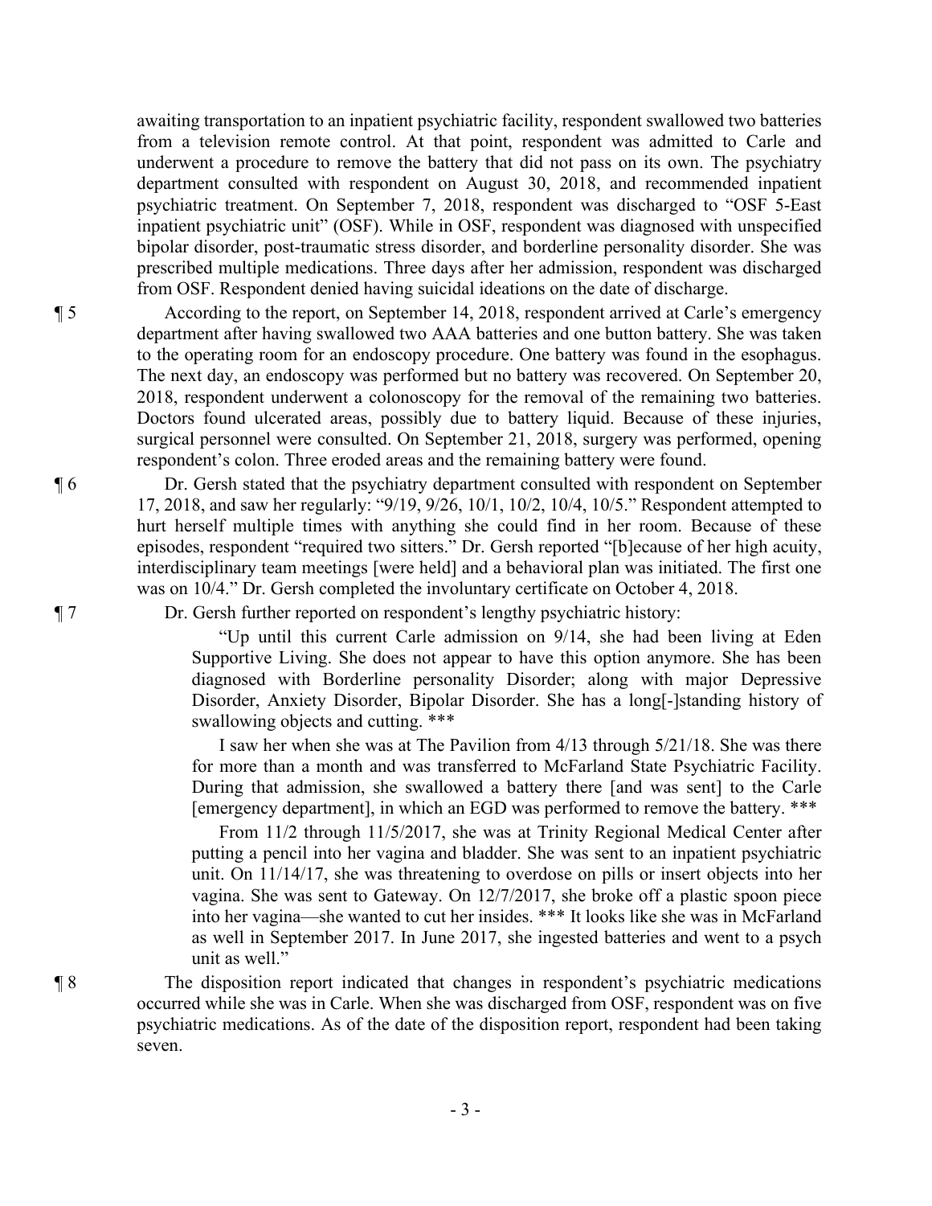awaiting transportation to an inpatient psychiatric facility, respondent swallowed two batteries from a television remote control. At that point, respondent was admitted to Carle and underwent a procedure to remove the battery that did not pass on its own. The psychiatry department consulted with respondent on August 30, 2018, and recommended inpatient psychiatric treatment. On September 7, 2018, respondent was discharged to "OSF 5-East inpatient psychiatric unit" (OSF). While in OSF, respondent was diagnosed with unspecified bipolar disorder, post-traumatic stress disorder, and borderline personality disorder. She was prescribed multiple medications. Three days after her admission, respondent was discharged from OSF. Respondent denied having suicidal ideations on the date of discharge.

¶ 5 According to the report, on September 14, 2018, respondent arrived at Carle's emergency department after having swallowed two AAA batteries and one button battery. She was taken to the operating room for an endoscopy procedure. One battery was found in the esophagus. The next day, an endoscopy was performed but no battery was recovered. On September 20, 2018, respondent underwent a colonoscopy for the removal of the remaining two batteries. Doctors found ulcerated areas, possibly due to battery liquid. Because of these injuries, surgical personnel were consulted. On September 21, 2018, surgery was performed, opening respondent's colon. Three eroded areas and the remaining battery were found.

¶ 6 Dr. Gersh stated that the psychiatry department consulted with respondent on September 17, 2018, and saw her regularly: "9/19, 9/26, 10/1, 10/2, 10/4, 10/5." Respondent attempted to hurt herself multiple times with anything she could find in her room. Because of these episodes, respondent "required two sitters." Dr. Gersh reported "[b]ecause of her high acuity, interdisciplinary team meetings [were held] and a behavioral plan was initiated. The first one was on 10/4." Dr. Gersh completed the involuntary certificate on October 4, 2018.

¶ 7 Dr. Gersh further reported on respondent's lengthy psychiatric history:

> "Up until this current Carle admission on 9/14, she had been living at Eden Supportive Living. She does not appear to have this option anymore. She has been diagnosed with Borderline personality Disorder; along with major Depressive Disorder, Anxiety Disorder, Bipolar Disorder. She has a long[-]standing history of swallowing objects and cutting. ***
>
> I saw her when she was at The Pavilion from 4/13 through 5/21/18. She was there for more than a month and was transferred to McFarland State Psychiatric Facility. During that admission, she swallowed a battery there [and was sent] to the Carle [emergency department], in which an EGD was performed to remove the battery. ***
>
> From 11/2 through 11/5/2017, she was at Trinity Regional Medical Center after putting a pencil into her vagina and bladder. She was sent to an inpatient psychiatric unit. On 11/14/17, she was threatening to overdose on pills or insert objects into her vagina. She was sent to Gateway. On 12/7/2017, she broke off a plastic spoon piece into her vagina—she wanted to cut her insides. *** It looks like she was in McFarland as well in September 2017. In June 2017, she ingested batteries and went to a psych unit as well."

¶ 8 The disposition report indicated that changes in respondent's psychiatric medications occurred while she was in Carle. When she was discharged from OSF, respondent was on five psychiatric medications. As of the date of the disposition report, respondent had been taking seven.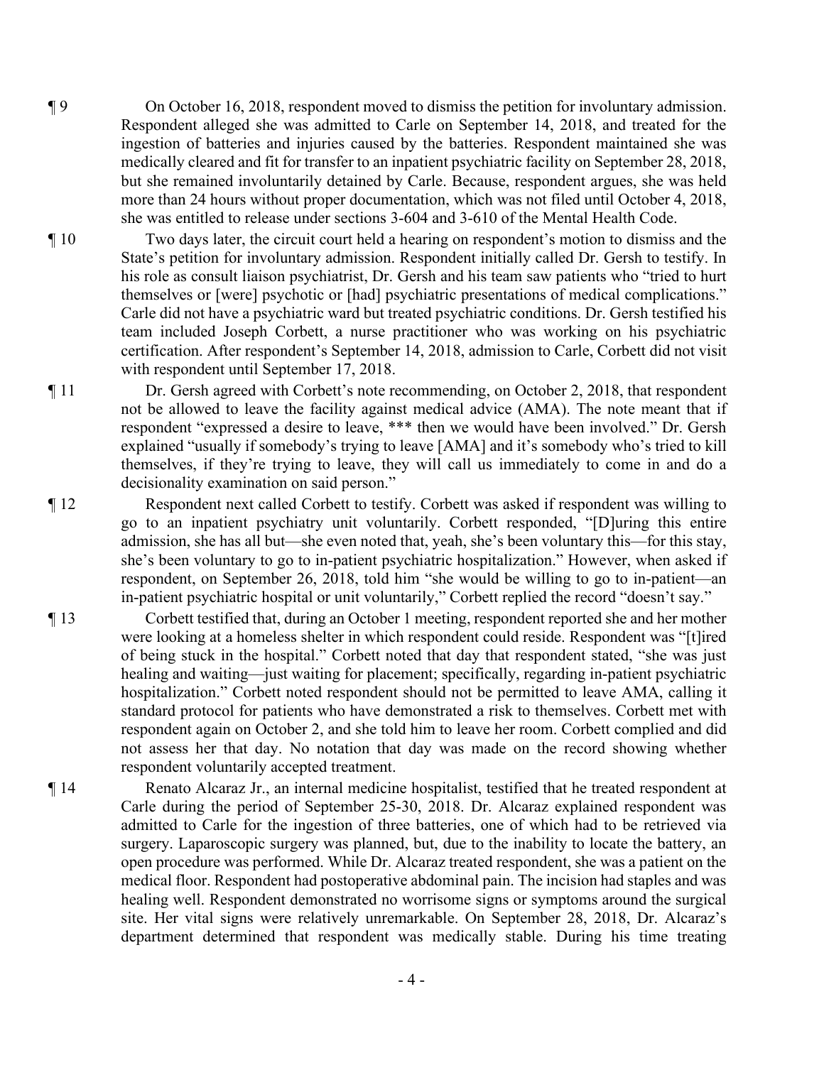¶ 9 On October 16, 2018, respondent moved to dismiss the petition for involuntary admission. Respondent alleged she was admitted to Carle on September 14, 2018, and treated for the ingestion of batteries and injuries caused by the batteries. Respondent maintained she was medically cleared and fit for transfer to an inpatient psychiatric facility on September 28, 2018, but she remained involuntarily detained by Carle. Because, respondent argues, she was held more than 24 hours without proper documentation, which was not filed until October 4, 2018, she was entitled to release under sections 3-604 and 3-610 of the Mental Health Code.

¶ 10 Two days later, the circuit court held a hearing on respondent's motion to dismiss and the State's petition for involuntary admission. Respondent initially called Dr. Gersh to testify. In his role as consult liaison psychiatrist, Dr. Gersh and his team saw patients who "tried to hurt themselves or [were] psychotic or [had] psychiatric presentations of medical complications." Carle did not have a psychiatric ward but treated psychiatric conditions. Dr. Gersh testified his team included Joseph Corbett, a nurse practitioner who was working on his psychiatric certification. After respondent's September 14, 2018, admission to Carle, Corbett did not visit with respondent until September 17, 2018.

¶ 11 Dr. Gersh agreed with Corbett's note recommending, on October 2, 2018, that respondent not be allowed to leave the facility against medical advice (AMA). The note meant that if respondent "expressed a desire to leave, *** then we would have been involved." Dr. Gersh explained "usually if somebody's trying to leave [AMA] and it's somebody who's tried to kill themselves, if they're trying to leave, they will call us immediately to come in and do a decisionality examination on said person."

¶ 12 Respondent next called Corbett to testify. Corbett was asked if respondent was willing to go to an inpatient psychiatry unit voluntarily. Corbett responded, "[D]uring this entire admission, she has all but—she even noted that, yeah, she's been voluntary this—for this stay, she's been voluntary to go to in-patient psychiatric hospitalization." However, when asked if respondent, on September 26, 2018, told him "she would be willing to go to in-patient—an in-patient psychiatric hospital or unit voluntarily," Corbett replied the record "doesn't say."

¶ 13 Corbett testified that, during an October 1 meeting, respondent reported she and her mother were looking at a homeless shelter in which respondent could reside. Respondent was "[t]ired of being stuck in the hospital." Corbett noted that day that respondent stated, "she was just healing and waiting—just waiting for placement; specifically, regarding in-patient psychiatric hospitalization." Corbett noted respondent should not be permitted to leave AMA, calling it standard protocol for patients who have demonstrated a risk to themselves. Corbett met with respondent again on October 2, and she told him to leave her room. Corbett complied and did not assess her that day. No notation that day was made on the record showing whether respondent voluntarily accepted treatment.

¶ 14 Renato Alcaraz Jr., an internal medicine hospitalist, testified that he treated respondent at Carle during the period of September 25-30, 2018. Dr. Alcaraz explained respondent was admitted to Carle for the ingestion of three batteries, one of which had to be retrieved via surgery. Laparoscopic surgery was planned, but, due to the inability to locate the battery, an open procedure was performed. While Dr. Alcaraz treated respondent, she was a patient on the medical floor. Respondent had postoperative abdominal pain. The incision had staples and was healing well. Respondent demonstrated no worrisome signs or symptoms around the surgical site. Her vital signs were relatively unremarkable. On September 28, 2018, Dr. Alcaraz's department determined that respondent was medically stable. During his time treating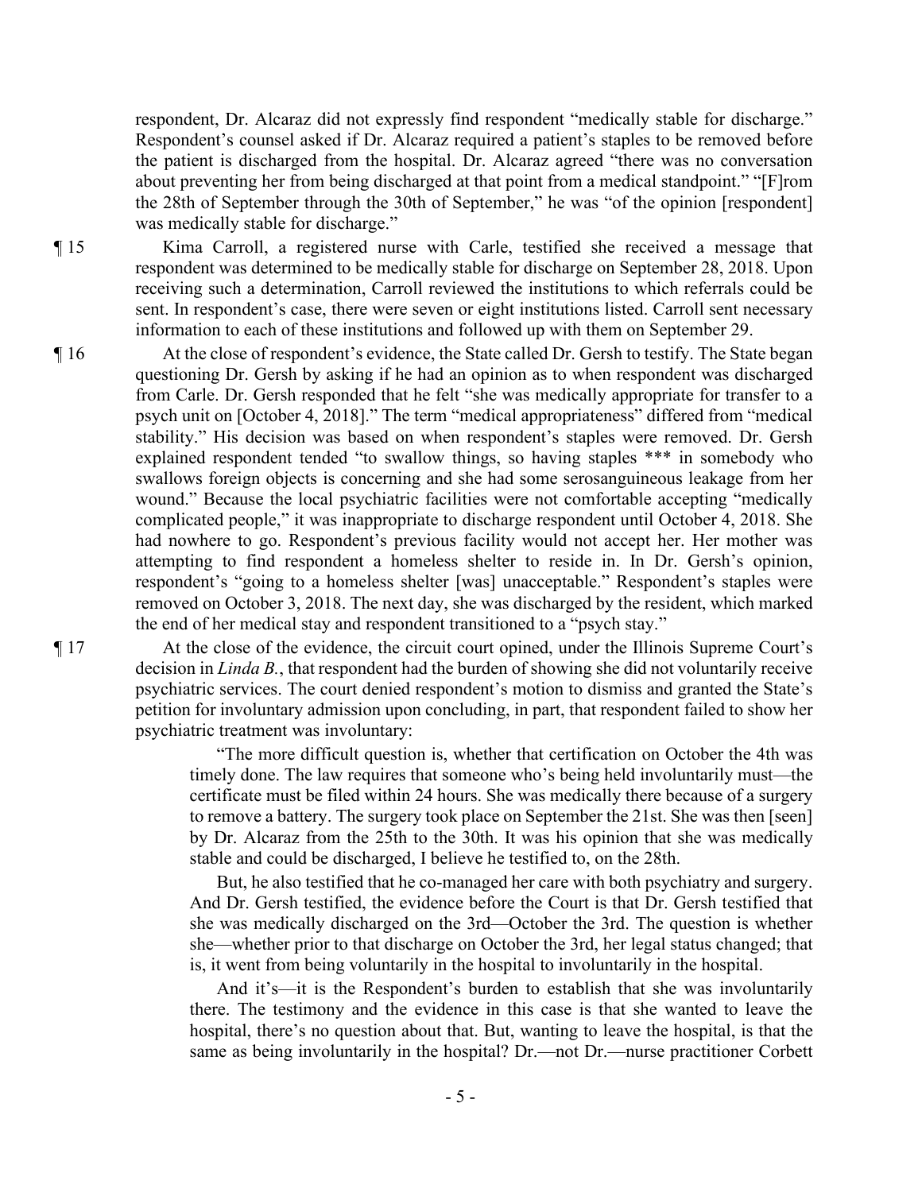respondent, Dr. Alcaraz did not expressly find respondent "medically stable for discharge." Respondent's counsel asked if Dr. Alcaraz required a patient's staples to be removed before the patient is discharged from the hospital. Dr. Alcaraz agreed "there was no conversation about preventing her from being discharged at that point from a medical standpoint." "[F]rom the 28th of September through the 30th of September," he was "of the opinion [respondent] was medically stable for discharge."

¶ 15 Kima Carroll, a registered nurse with Carle, testified she received a message that respondent was determined to be medically stable for discharge on September 28, 2018. Upon receiving such a determination, Carroll reviewed the institutions to which referrals could be sent. In respondent's case, there were seven or eight institutions listed. Carroll sent necessary information to each of these institutions and followed up with them on September 29.

¶ 16 At the close of respondent's evidence, the State called Dr. Gersh to testify. The State began questioning Dr. Gersh by asking if he had an opinion as to when respondent was discharged from Carle. Dr. Gersh responded that he felt "she was medically appropriate for transfer to a psych unit on [October 4, 2018]." The term "medical appropriateness" differed from "medical stability." His decision was based on when respondent's staples were removed. Dr. Gersh explained respondent tended "to swallow things, so having staples *** in somebody who swallows foreign objects is concerning and she had some serosanguineous leakage from her wound." Because the local psychiatric facilities were not comfortable accepting "medically complicated people," it was inappropriate to discharge respondent until October 4, 2018. She had nowhere to go. Respondent's previous facility would not accept her. Her mother was attempting to find respondent a homeless shelter to reside in. In Dr. Gersh's opinion, respondent's "going to a homeless shelter [was] unacceptable." Respondent's staples were removed on October 3, 2018. The next day, she was discharged by the resident, which marked the end of her medical stay and respondent transitioned to a "psych stay."

¶ 17 At the close of the evidence, the circuit court opined, under the Illinois Supreme Court's decision in *Linda B.*, that respondent had the burden of showing she did not voluntarily receive psychiatric services. The court denied respondent's motion to dismiss and granted the State's petition for involuntary admission upon concluding, in part, that respondent failed to show her psychiatric treatment was involuntary:

> "The more difficult question is, whether that certification on October the 4th was timely done. The law requires that someone who's being held involuntarily must—the certificate must be filed within 24 hours. She was medically there because of a surgery to remove a battery. The surgery took place on September the 21st. She was then [seen] by Dr. Alcaraz from the 25th to the 30th. It was his opinion that she was medically stable and could be discharged, I believe he testified to, on the 28th.
>
> But, he also testified that he co-managed her care with both psychiatry and surgery. And Dr. Gersh testified, the evidence before the Court is that Dr. Gersh testified that she was medically discharged on the 3rd—October the 3rd. The question is whether she—whether prior to that discharge on October the 3rd, her legal status changed; that is, it went from being voluntarily in the hospital to involuntarily in the hospital.
>
> And it's—it is the Respondent's burden to establish that she was involuntarily there. The testimony and the evidence in this case is that she wanted to leave the hospital, there's no question about that. But, wanting to leave the hospital, is that the same as being involuntarily in the hospital? Dr.—not Dr.—nurse practitioner Corbett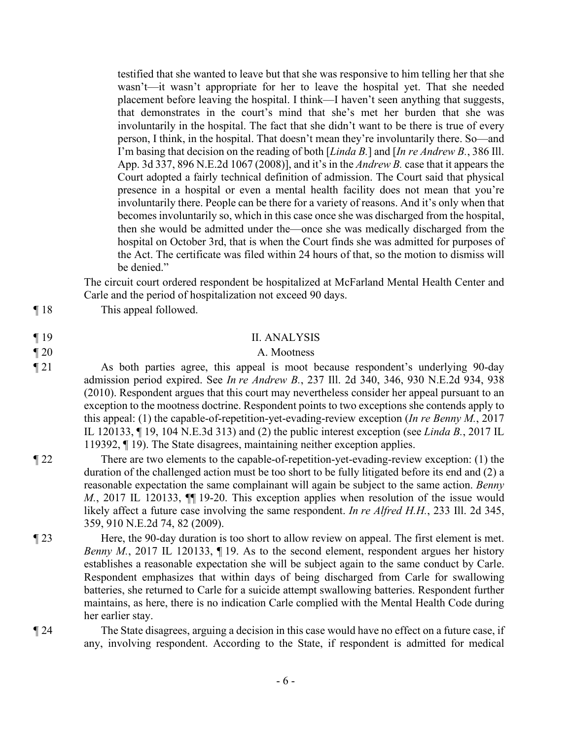testified that she wanted to leave but that she was responsive to him telling her that she wasn't—it wasn't appropriate for her to leave the hospital yet. That she needed placement before leaving the hospital. I think—I haven't seen anything that suggests, that demonstrates in the court's mind that she's met her burden that she was involuntarily in the hospital. The fact that she didn't want to be there is true of every person, I think, in the hospital. That doesn't mean they're involuntarily there. So—and I'm basing that decision on the reading of both [*Linda B.*] and [*In re Andrew B.*, 386 Ill. App. 3d 337, 896 N.E.2d 1067 (2008)], and it's in the *Andrew B.* case that it appears the Court adopted a fairly technical definition of admission. The Court said that physical presence in a hospital or even a mental health facility does not mean that you're involuntarily there. People can be there for a variety of reasons. And it's only when that becomes involuntarily so, which in this case once she was discharged from the hospital, then she would be admitted under the—once she was medically discharged from the hospital on October 3rd, that is when the Court finds she was admitted for purposes of the Act. The certificate was filed within 24 hours of that, so the motion to dismiss will be denied."

The circuit court ordered respondent be hospitalized at McFarland Mental Health Center and Carle and the period of hospitalization not exceed 90 days.

¶ 18 This appeal followed.

## ¶ 19 II. ANALYSIS

### ¶ 20 A. Mootness

¶ 21 As both parties agree, this appeal is moot because respondent's underlying 90-day admission period expired. See *In re Andrew B.*, 237 Ill. 2d 340, 346, 930 N.E.2d 934, 938 (2010). Respondent argues that this court may nevertheless consider her appeal pursuant to an exception to the mootness doctrine. Respondent points to two exceptions she contends apply to this appeal: (1) the capable-of-repetition-yet-evading-review exception (*In re Benny M.*, 2017 IL 120133, ¶ 19, 104 N.E.3d 313) and (2) the public interest exception (see *Linda B.*, 2017 IL 119392, ¶ 19). The State disagrees, maintaining neither exception applies.

¶ 22 There are two elements to the capable-of-repetition-yet-evading-review exception: (1) the duration of the challenged action must be too short to be fully litigated before its end and (2) a reasonable expectation the same complainant will again be subject to the same action. *Benny M.*, 2017 IL 120133, ¶¶ 19-20. This exception applies when resolution of the issue would likely affect a future case involving the same respondent. *In re Alfred H.H.*, 233 Ill. 2d 345, 359, 910 N.E.2d 74, 82 (2009).

¶ 23 Here, the 90-day duration is too short to allow review on appeal. The first element is met. *Benny M.*, 2017 IL 120133, ¶ 19. As to the second element, respondent argues her history establishes a reasonable expectation she will be subject again to the same conduct by Carle. Respondent emphasizes that within days of being discharged from Carle for swallowing batteries, she returned to Carle for a suicide attempt swallowing batteries. Respondent further maintains, as here, there is no indication Carle complied with the Mental Health Code during her earlier stay.

¶ 24 The State disagrees, arguing a decision in this case would have no effect on a future case, if any, involving respondent. According to the State, if respondent is admitted for medical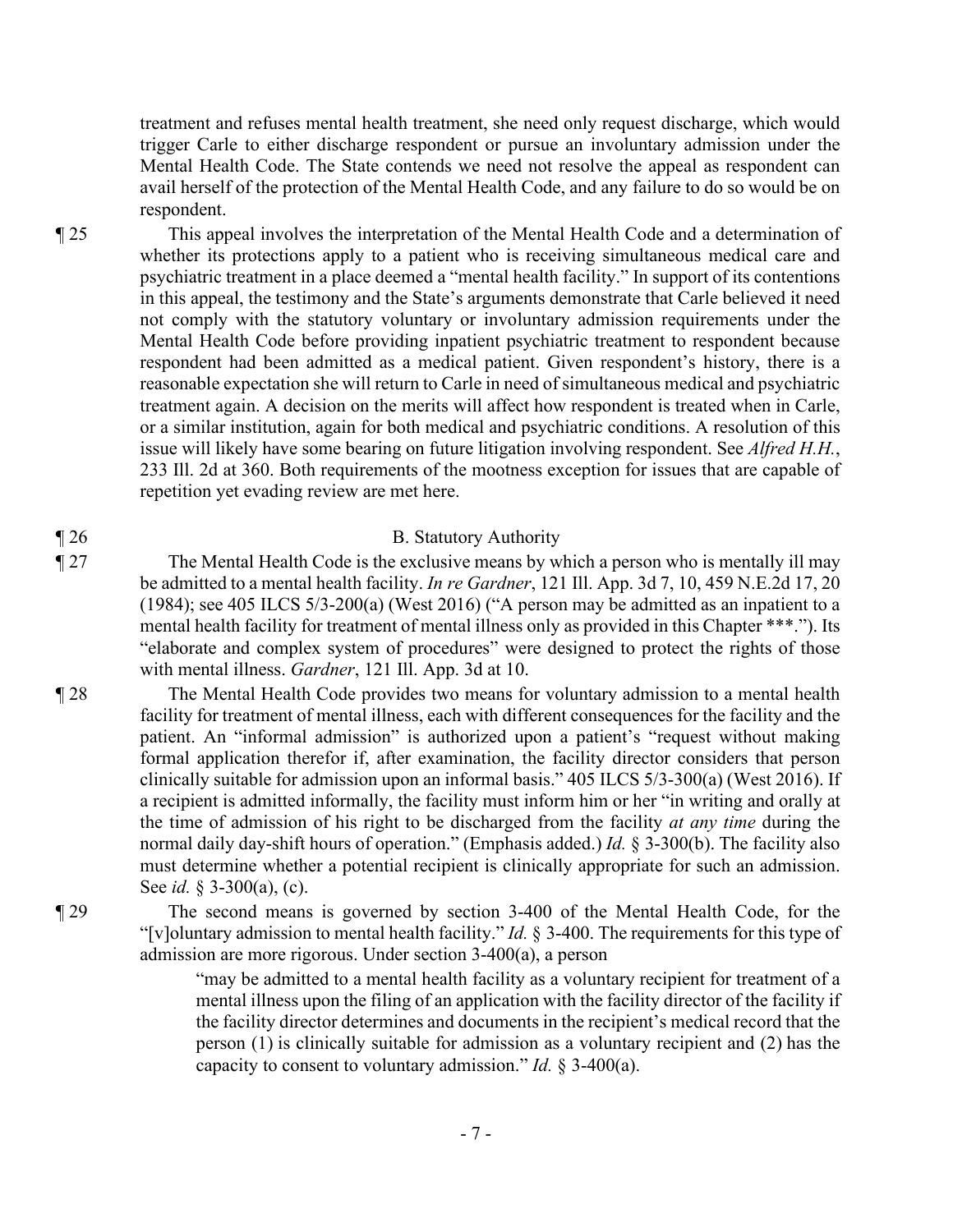treatment and refuses mental health treatment, she need only request discharge, which would trigger Carle to either discharge respondent or pursue an involuntary admission under the Mental Health Code. The State contends we need not resolve the appeal as respondent can avail herself of the protection of the Mental Health Code, and any failure to do so would be on respondent.

¶ 25 This appeal involves the interpretation of the Mental Health Code and a determination of whether its protections apply to a patient who is receiving simultaneous medical care and psychiatric treatment in a place deemed a "mental health facility." In support of its contentions in this appeal, the testimony and the State's arguments demonstrate that Carle believed it need not comply with the statutory voluntary or involuntary admission requirements under the Mental Health Code before providing inpatient psychiatric treatment to respondent because respondent had been admitted as a medical patient. Given respondent's history, there is a reasonable expectation she will return to Carle in need of simultaneous medical and psychiatric treatment again. A decision on the merits will affect how respondent is treated when in Carle, or a similar institution, again for both medical and psychiatric conditions. A resolution of this issue will likely have some bearing on future litigation involving respondent. See *Alfred H.H.*, 233 Ill. 2d at 360. Both requirements of the mootness exception for issues that are capable of repetition yet evading review are met here.

¶ 26 B. Statutory Authority

¶ 27 The Mental Health Code is the exclusive means by which a person who is mentally ill may be admitted to a mental health facility. *In re Gardner*, 121 Ill. App. 3d 7, 10, 459 N.E.2d 17, 20 (1984); see 405 ILCS 5/3-200(a) (West 2016) ("A person may be admitted as an inpatient to a mental health facility for treatment of mental illness only as provided in this Chapter ***."). Its "elaborate and complex system of procedures" were designed to protect the rights of those with mental illness. *Gardner*, 121 Ill. App. 3d at 10.

¶ 28 The Mental Health Code provides two means for voluntary admission to a mental health facility for treatment of mental illness, each with different consequences for the facility and the patient. An "informal admission" is authorized upon a patient's "request without making formal application therefor if, after examination, the facility director considers that person clinically suitable for admission upon an informal basis." 405 ILCS 5/3-300(a) (West 2016). If a recipient is admitted informally, the facility must inform him or her "in writing and orally at the time of admission of his right to be discharged from the facility *at any time* during the normal daily day-shift hours of operation." (Emphasis added.) *Id.* § 3-300(b). The facility also must determine whether a potential recipient is clinically appropriate for such an admission. See *id.* § 3-300(a), (c).

¶ 29 The second means is governed by section 3-400 of the Mental Health Code, for the "[v]oluntary admission to mental health facility." *Id.* § 3-400. The requirements for this type of admission are more rigorous. Under section 3-400(a), a person

> "may be admitted to a mental health facility as a voluntary recipient for treatment of a mental illness upon the filing of an application with the facility director of the facility if the facility director determines and documents in the recipient's medical record that the person (1) is clinically suitable for admission as a voluntary recipient and (2) has the capacity to consent to voluntary admission." *Id.* § 3-400(a).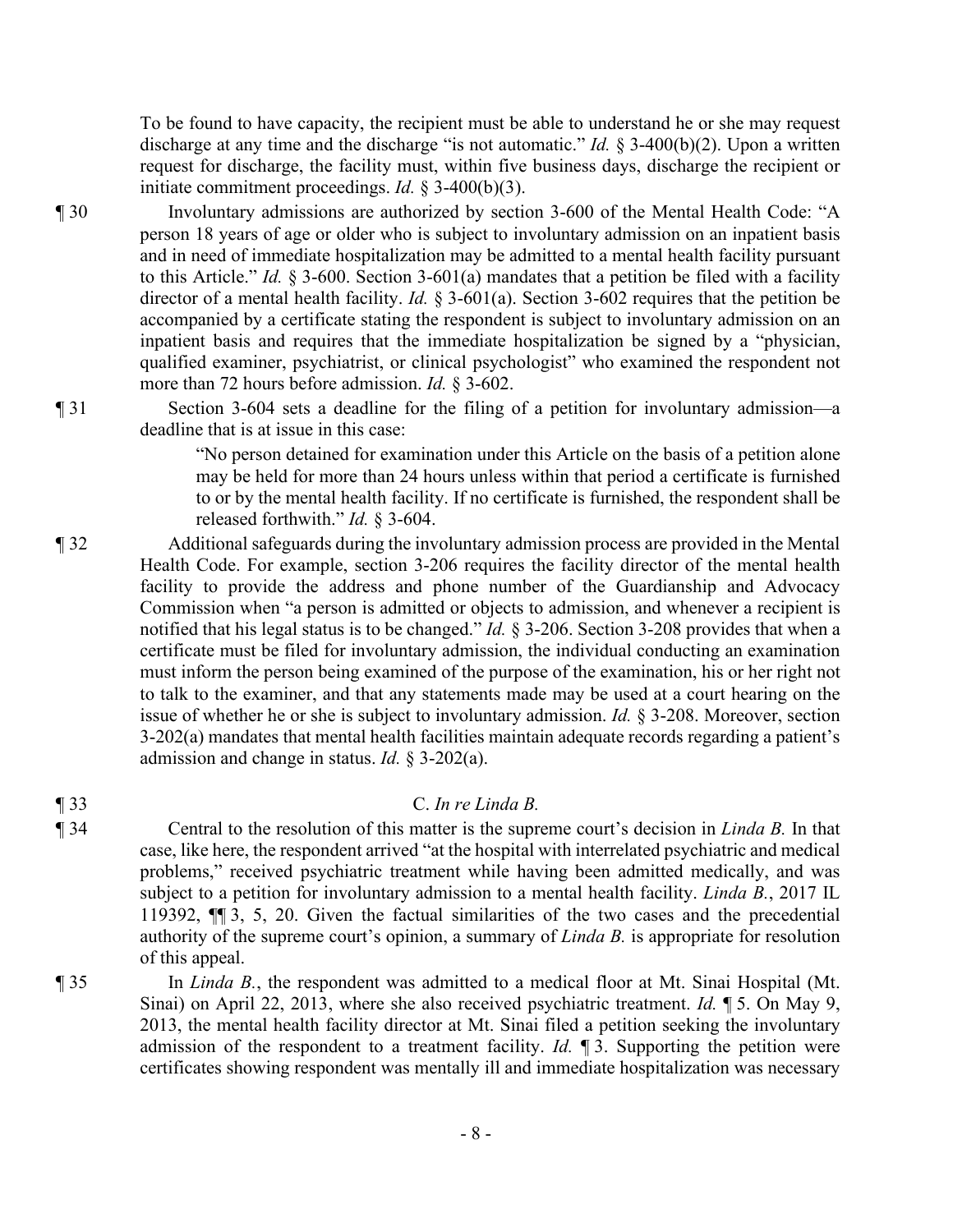To be found to have capacity, the recipient must be able to understand he or she may request discharge at any time and the discharge "is not automatic." *Id.* § 3-400(b)(2). Upon a written request for discharge, the facility must, within five business days, discharge the recipient or initiate commitment proceedings. *Id.* § 3-400(b)(3).

¶ 30 Involuntary admissions are authorized by section 3-600 of the Mental Health Code: "A person 18 years of age or older who is subject to involuntary admission on an inpatient basis and in need of immediate hospitalization may be admitted to a mental health facility pursuant to this Article." *Id.* § 3-600. Section 3-601(a) mandates that a petition be filed with a facility director of a mental health facility. *Id.* § 3-601(a). Section 3-602 requires that the petition be accompanied by a certificate stating the respondent is subject to involuntary admission on an inpatient basis and requires that the immediate hospitalization be signed by a "physician, qualified examiner, psychiatrist, or clinical psychologist" who examined the respondent not more than 72 hours before admission. *Id.* § 3-602.

¶ 31 Section 3-604 sets a deadline for the filing of a petition for involuntary admission—a deadline that is at issue in this case:

> "No person detained for examination under this Article on the basis of a petition alone may be held for more than 24 hours unless within that period a certificate is furnished to or by the mental health facility. If no certificate is furnished, the respondent shall be released forthwith." *Id.* § 3-604.

¶ 32 Additional safeguards during the involuntary admission process are provided in the Mental Health Code. For example, section 3-206 requires the facility director of the mental health facility to provide the address and phone number of the Guardianship and Advocacy Commission when "a person is admitted or objects to admission, and whenever a recipient is notified that his legal status is to be changed." *Id.* § 3-206. Section 3-208 provides that when a certificate must be filed for involuntary admission, the individual conducting an examination must inform the person being examined of the purpose of the examination, his or her right not to talk to the examiner, and that any statements made may be used at a court hearing on the issue of whether he or she is subject to involuntary admission. *Id.* § 3-208. Moreover, section 3-202(a) mandates that mental health facilities maintain adequate records regarding a patient's admission and change in status. *Id.* § 3-202(a).

¶ 33 C. *In re Linda B.*

¶ 34 Central to the resolution of this matter is the supreme court's decision in *Linda B.* In that case, like here, the respondent arrived "at the hospital with interrelated psychiatric and medical problems," received psychiatric treatment while having been admitted medically, and was subject to a petition for involuntary admission to a mental health facility. *Linda B.*, 2017 IL 119392, ¶¶ 3, 5, 20. Given the factual similarities of the two cases and the precedential authority of the supreme court's opinion, a summary of *Linda B.* is appropriate for resolution of this appeal.

¶ 35 In *Linda B.*, the respondent was admitted to a medical floor at Mt. Sinai Hospital (Mt. Sinai) on April 22, 2013, where she also received psychiatric treatment. *Id.* ¶ 5. On May 9, 2013, the mental health facility director at Mt. Sinai filed a petition seeking the involuntary admission of the respondent to a treatment facility. *Id.* ¶ 3. Supporting the petition were certificates showing respondent was mentally ill and immediate hospitalization was necessary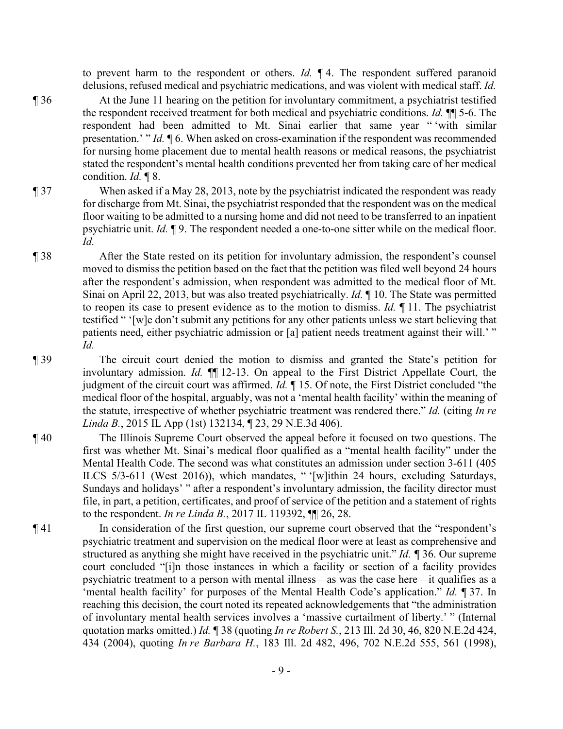to prevent harm to the respondent or others. *Id.* ¶ 4. The respondent suffered paranoid delusions, refused medical and psychiatric medications, and was violent with medical staff. *Id.*

¶ 36 At the June 11 hearing on the petition for involuntary commitment, a psychiatrist testified the respondent received treatment for both medical and psychiatric conditions. *Id.* ¶¶ 5-6. The respondent had been admitted to Mt. Sinai earlier that same year " 'with similar presentation.' " *Id.* ¶ 6. When asked on cross-examination if the respondent was recommended for nursing home placement due to mental health reasons or medical reasons, the psychiatrist stated the respondent's mental health conditions prevented her from taking care of her medical condition. *Id.* ¶ 8.

¶ 37 When asked if a May 28, 2013, note by the psychiatrist indicated the respondent was ready for discharge from Mt. Sinai, the psychiatrist responded that the respondent was on the medical floor waiting to be admitted to a nursing home and did not need to be transferred to an inpatient psychiatric unit. *Id.* ¶ 9. The respondent needed a one-to-one sitter while on the medical floor. *Id.*

¶ 38 After the State rested on its petition for involuntary admission, the respondent's counsel moved to dismiss the petition based on the fact that the petition was filed well beyond 24 hours after the respondent's admission, when respondent was admitted to the medical floor of Mt. Sinai on April 22, 2013, but was also treated psychiatrically. *Id.* ¶ 10. The State was permitted to reopen its case to present evidence as to the motion to dismiss. *Id.* ¶ 11. The psychiatrist testified " '[w]e don't submit any petitions for any other patients unless we start believing that patients need, either psychiatric admission or [a] patient needs treatment against their will.' " *Id.*

¶ 39 The circuit court denied the motion to dismiss and granted the State's petition for involuntary admission. *Id.* ¶¶ 12-13. On appeal to the First District Appellate Court, the judgment of the circuit court was affirmed. *Id.* ¶ 15. Of note, the First District concluded "the medical floor of the hospital, arguably, was not a 'mental health facility' within the meaning of the statute, irrespective of whether psychiatric treatment was rendered there." *Id.* (citing *In re Linda B.*, 2015 IL App (1st) 132134, ¶ 23, 29 N.E.3d 406).

¶ 40 The Illinois Supreme Court observed the appeal before it focused on two questions. The first was whether Mt. Sinai's medical floor qualified as a "mental health facility" under the Mental Health Code. The second was what constitutes an admission under section 3-611 (405 ILCS 5/3-611 (West 2016)), which mandates, " '[w]ithin 24 hours, excluding Saturdays, Sundays and holidays' " after a respondent's involuntary admission, the facility director must file, in part, a petition, certificates, and proof of service of the petition and a statement of rights to the respondent. *In re Linda B.*, 2017 IL 119392, ¶¶ 26, 28.

¶ 41 In consideration of the first question, our supreme court observed that the "respondent's psychiatric treatment and supervision on the medical floor were at least as comprehensive and structured as anything she might have received in the psychiatric unit." *Id.* ¶ 36. Our supreme court concluded "[i]n those instances in which a facility or section of a facility provides psychiatric treatment to a person with mental illness—as was the case here—it qualifies as a 'mental health facility' for purposes of the Mental Health Code's application." *Id.* ¶ 37. In reaching this decision, the court noted its repeated acknowledgements that "the administration of involuntary mental health services involves a 'massive curtailment of liberty.' " (Internal quotation marks omitted.) *Id.* ¶ 38 (quoting *In re Robert S.*, 213 Ill. 2d 30, 46, 820 N.E.2d 424, 434 (2004), quoting *In re Barbara H.*, 183 Ill. 2d 482, 496, 702 N.E.2d 555, 561 (1998),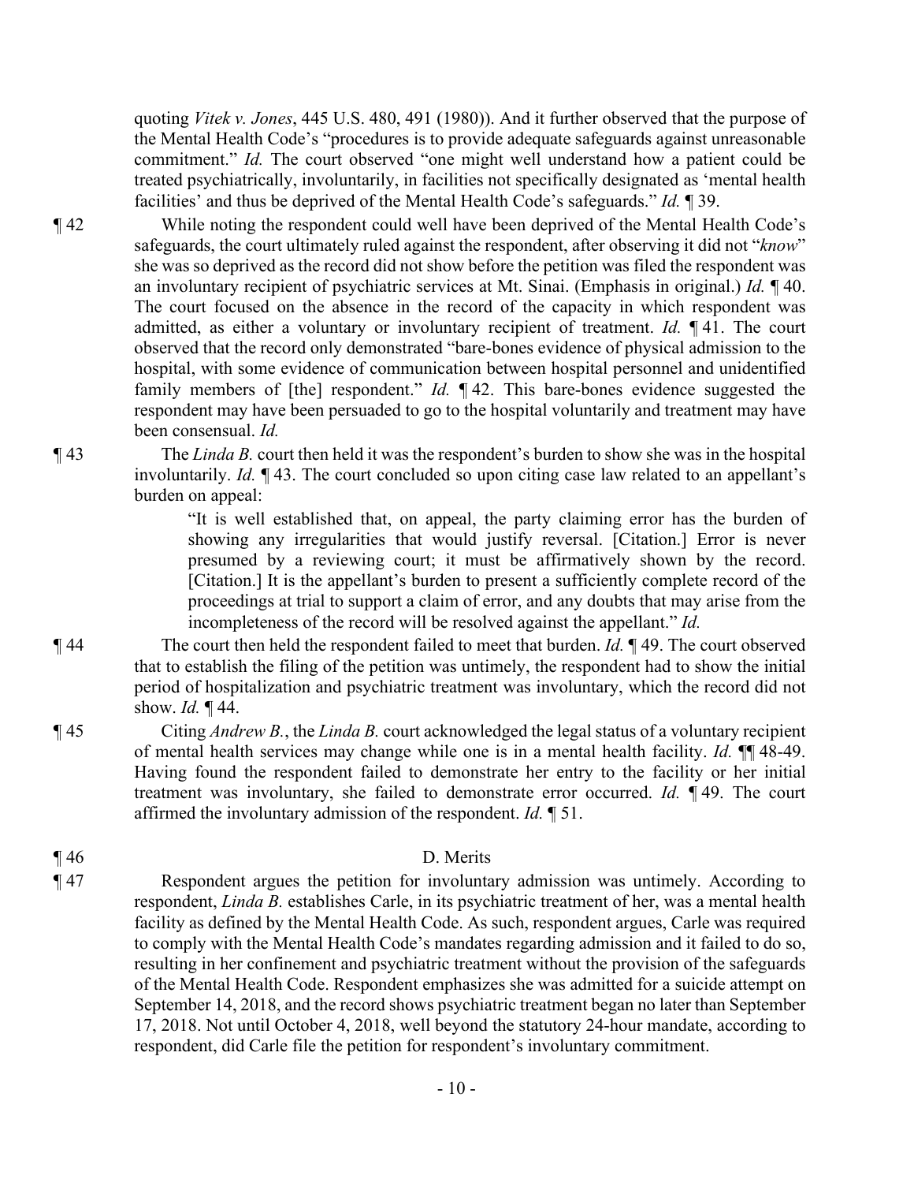quoting *Vitek v. Jones*, 445 U.S. 480, 491 (1980)). And it further observed that the purpose of the Mental Health Code's "procedures is to provide adequate safeguards against unreasonable commitment." *Id.* The court observed "one might well understand how a patient could be treated psychiatrically, involuntarily, in facilities not specifically designated as 'mental health facilities' and thus be deprived of the Mental Health Code's safeguards." *Id.* ¶ 39.

¶ 42 While noting the respondent could well have been deprived of the Mental Health Code's safeguards, the court ultimately ruled against the respondent, after observing it did not "*know*" she was so deprived as the record did not show before the petition was filed the respondent was an involuntary recipient of psychiatric services at Mt. Sinai. (Emphasis in original.) *Id.* ¶ 40. The court focused on the absence in the record of the capacity in which respondent was admitted, as either a voluntary or involuntary recipient of treatment. *Id.* ¶ 41. The court observed that the record only demonstrated "bare-bones evidence of physical admission to the hospital, with some evidence of communication between hospital personnel and unidentified family members of [the] respondent." *Id.* ¶ 42. This bare-bones evidence suggested the respondent may have been persuaded to go to the hospital voluntarily and treatment may have been consensual. *Id.*

¶ 43 The *Linda B.* court then held it was the respondent's burden to show she was in the hospital involuntarily. *Id.* ¶ 43. The court concluded so upon citing case law related to an appellant's burden on appeal:

> "It is well established that, on appeal, the party claiming error has the burden of showing any irregularities that would justify reversal. [Citation.] Error is never presumed by a reviewing court; it must be affirmatively shown by the record. [Citation.] It is the appellant's burden to present a sufficiently complete record of the proceedings at trial to support a claim of error, and any doubts that may arise from the incompleteness of the record will be resolved against the appellant." *Id.*

¶ 44 The court then held the respondent failed to meet that burden. *Id.* ¶ 49. The court observed that to establish the filing of the petition was untimely, the respondent had to show the initial period of hospitalization and psychiatric treatment was involuntary, which the record did not show. *Id.* ¶ 44.

¶ 45 Citing *Andrew B.*, the *Linda B.* court acknowledged the legal status of a voluntary recipient of mental health services may change while one is in a mental health facility. *Id.* ¶¶ 48-49. Having found the respondent failed to demonstrate her entry to the facility or her initial treatment was involuntary, she failed to demonstrate error occurred. *Id.* ¶ 49. The court affirmed the involuntary admission of the respondent. *Id.* ¶ 51.

¶ 46 D. Merits

¶ 47 Respondent argues the petition for involuntary admission was untimely. According to respondent, *Linda B.* establishes Carle, in its psychiatric treatment of her, was a mental health facility as defined by the Mental Health Code. As such, respondent argues, Carle was required to comply with the Mental Health Code's mandates regarding admission and it failed to do so, resulting in her confinement and psychiatric treatment without the provision of the safeguards of the Mental Health Code. Respondent emphasizes she was admitted for a suicide attempt on September 14, 2018, and the record shows psychiatric treatment began no later than September 17, 2018. Not until October 4, 2018, well beyond the statutory 24-hour mandate, according to respondent, did Carle file the petition for respondent's involuntary commitment.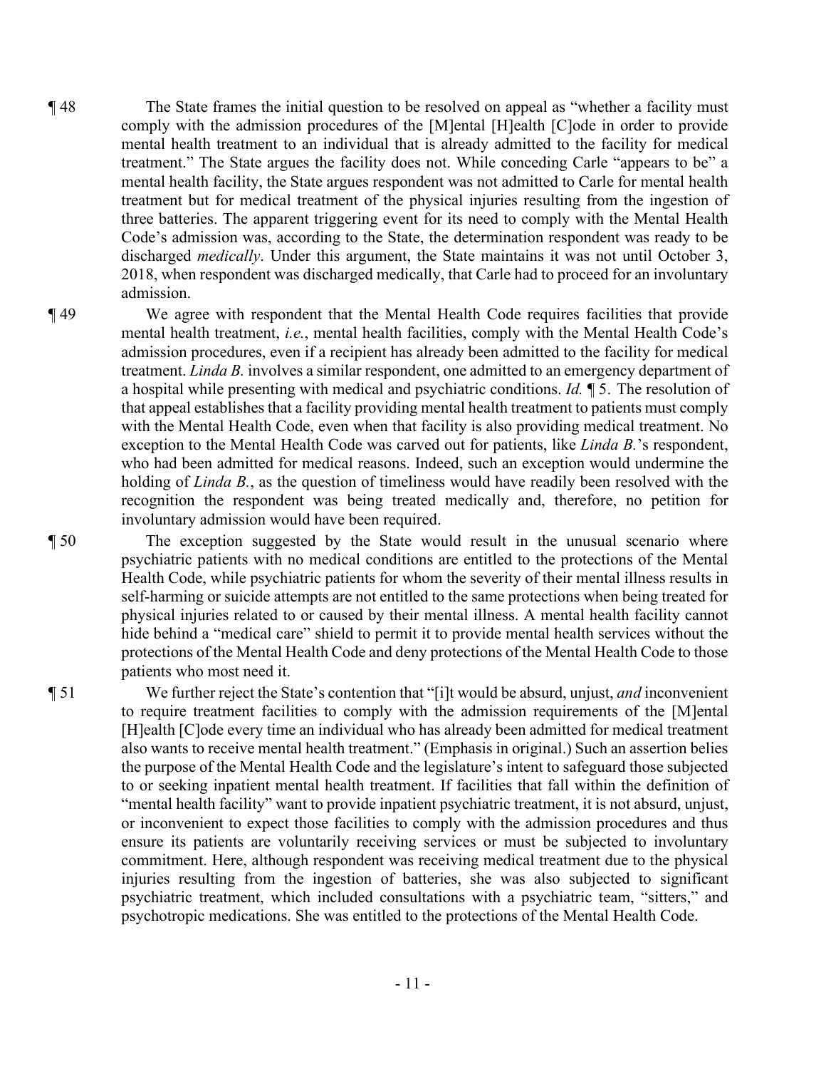¶ 48 The State frames the initial question to be resolved on appeal as "whether a facility must comply with the admission procedures of the [M]ental [H]ealth [C]ode in order to provide mental health treatment to an individual that is already admitted to the facility for medical treatment." The State argues the facility does not. While conceding Carle "appears to be" a mental health facility, the State argues respondent was not admitted to Carle for mental health treatment but for medical treatment of the physical injuries resulting from the ingestion of three batteries. The apparent triggering event for its need to comply with the Mental Health Code's admission was, according to the State, the determination respondent was ready to be discharged *medically*. Under this argument, the State maintains it was not until October 3, 2018, when respondent was discharged medically, that Carle had to proceed for an involuntary admission.

¶ 49 We agree with respondent that the Mental Health Code requires facilities that provide mental health treatment, *i.e.*, mental health facilities, comply with the Mental Health Code's admission procedures, even if a recipient has already been admitted to the facility for medical treatment. *Linda B.* involves a similar respondent, one admitted to an emergency department of a hospital while presenting with medical and psychiatric conditions. *Id.* ¶ 5. The resolution of that appeal establishes that a facility providing mental health treatment to patients must comply with the Mental Health Code, even when that facility is also providing medical treatment. No exception to the Mental Health Code was carved out for patients, like *Linda B.*'s respondent, who had been admitted for medical reasons. Indeed, such an exception would undermine the holding of *Linda B.*, as the question of timeliness would have readily been resolved with the recognition the respondent was being treated medically and, therefore, no petition for involuntary admission would have been required.

¶ 50 The exception suggested by the State would result in the unusual scenario where psychiatric patients with no medical conditions are entitled to the protections of the Mental Health Code, while psychiatric patients for whom the severity of their mental illness results in self-harming or suicide attempts are not entitled to the same protections when being treated for physical injuries related to or caused by their mental illness. A mental health facility cannot hide behind a "medical care" shield to permit it to provide mental health services without the protections of the Mental Health Code and deny protections of the Mental Health Code to those patients who most need it.

¶ 51 We further reject the State's contention that "[i]t would be absurd, unjust, *and* inconvenient to require treatment facilities to comply with the admission requirements of the [M]ental [H]ealth [C]ode every time an individual who has already been admitted for medical treatment also wants to receive mental health treatment." (Emphasis in original.) Such an assertion belies the purpose of the Mental Health Code and the legislature's intent to safeguard those subjected to or seeking inpatient mental health treatment. If facilities that fall within the definition of "mental health facility" want to provide inpatient psychiatric treatment, it is not absurd, unjust, or inconvenient to expect those facilities to comply with the admission procedures and thus ensure its patients are voluntarily receiving services or must be subjected to involuntary commitment. Here, although respondent was receiving medical treatment due to the physical injuries resulting from the ingestion of batteries, she was also subjected to significant psychiatric treatment, which included consultations with a psychiatric team, "sitters," and psychotropic medications. She was entitled to the protections of the Mental Health Code.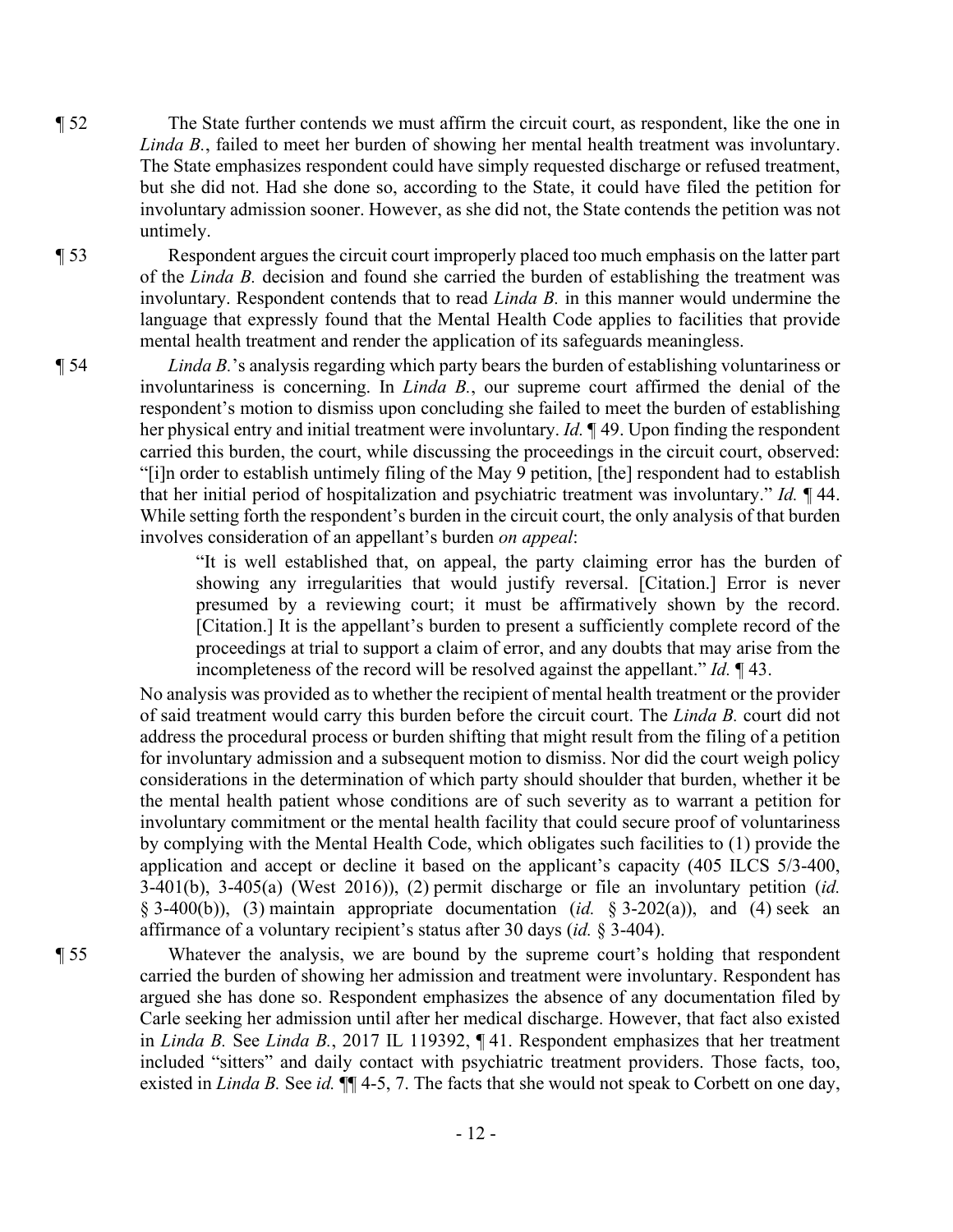¶ 52 The State further contends we must affirm the circuit court, as respondent, like the one in *Linda B.*, failed to meet her burden of showing her mental health treatment was involuntary. The State emphasizes respondent could have simply requested discharge or refused treatment, but she did not. Had she done so, according to the State, it could have filed the petition for involuntary admission sooner. However, as she did not, the State contends the petition was not untimely.

¶ 53 Respondent argues the circuit court improperly placed too much emphasis on the latter part of the *Linda B.* decision and found she carried the burden of establishing the treatment was involuntary. Respondent contends that to read *Linda B.* in this manner would undermine the language that expressly found that the Mental Health Code applies to facilities that provide mental health treatment and render the application of its safeguards meaningless.

¶ 54 *Linda B.*'s analysis regarding which party bears the burden of establishing voluntariness or involuntariness is concerning. In *Linda B.*, our supreme court affirmed the denial of the respondent's motion to dismiss upon concluding she failed to meet the burden of establishing her physical entry and initial treatment were involuntary. *Id.* ¶ 49. Upon finding the respondent carried this burden, the court, while discussing the proceedings in the circuit court, observed: "[i]n order to establish untimely filing of the May 9 petition, [the] respondent had to establish that her initial period of hospitalization and psychiatric treatment was involuntary." *Id.* ¶ 44. While setting forth the respondent's burden in the circuit court, the only analysis of that burden involves consideration of an appellant's burden *on appeal*:

> "It is well established that, on appeal, the party claiming error has the burden of showing any irregularities that would justify reversal. [Citation.] Error is never presumed by a reviewing court; it must be affirmatively shown by the record. [Citation.] It is the appellant's burden to present a sufficiently complete record of the proceedings at trial to support a claim of error, and any doubts that may arise from the incompleteness of the record will be resolved against the appellant." *Id.* ¶ 43.

No analysis was provided as to whether the recipient of mental health treatment or the provider of said treatment would carry this burden before the circuit court. The *Linda B.* court did not address the procedural process or burden shifting that might result from the filing of a petition for involuntary admission and a subsequent motion to dismiss. Nor did the court weigh policy considerations in the determination of which party should shoulder that burden, whether it be the mental health patient whose conditions are of such severity as to warrant a petition for involuntary commitment or the mental health facility that could secure proof of voluntariness by complying with the Mental Health Code, which obligates such facilities to (1) provide the application and accept or decline it based on the applicant's capacity (405 ILCS 5/3-400, 3-401(b), 3-405(a) (West 2016)), (2) permit discharge or file an involuntary petition (*id.* § 3-400(b)), (3) maintain appropriate documentation (*id.* § 3-202(a)), and (4) seek an affirmance of a voluntary recipient's status after 30 days (*id.* § 3-404).

¶ 55 Whatever the analysis, we are bound by the supreme court's holding that respondent carried the burden of showing her admission and treatment were involuntary. Respondent has argued she has done so. Respondent emphasizes the absence of any documentation filed by Carle seeking her admission until after her medical discharge. However, that fact also existed in *Linda B.* See *Linda B.*, 2017 IL 119392, ¶ 41. Respondent emphasizes that her treatment included "sitters" and daily contact with psychiatric treatment providers. Those facts, too, existed in *Linda B.* See *id.* ¶¶ 4-5, 7. The facts that she would not speak to Corbett on one day,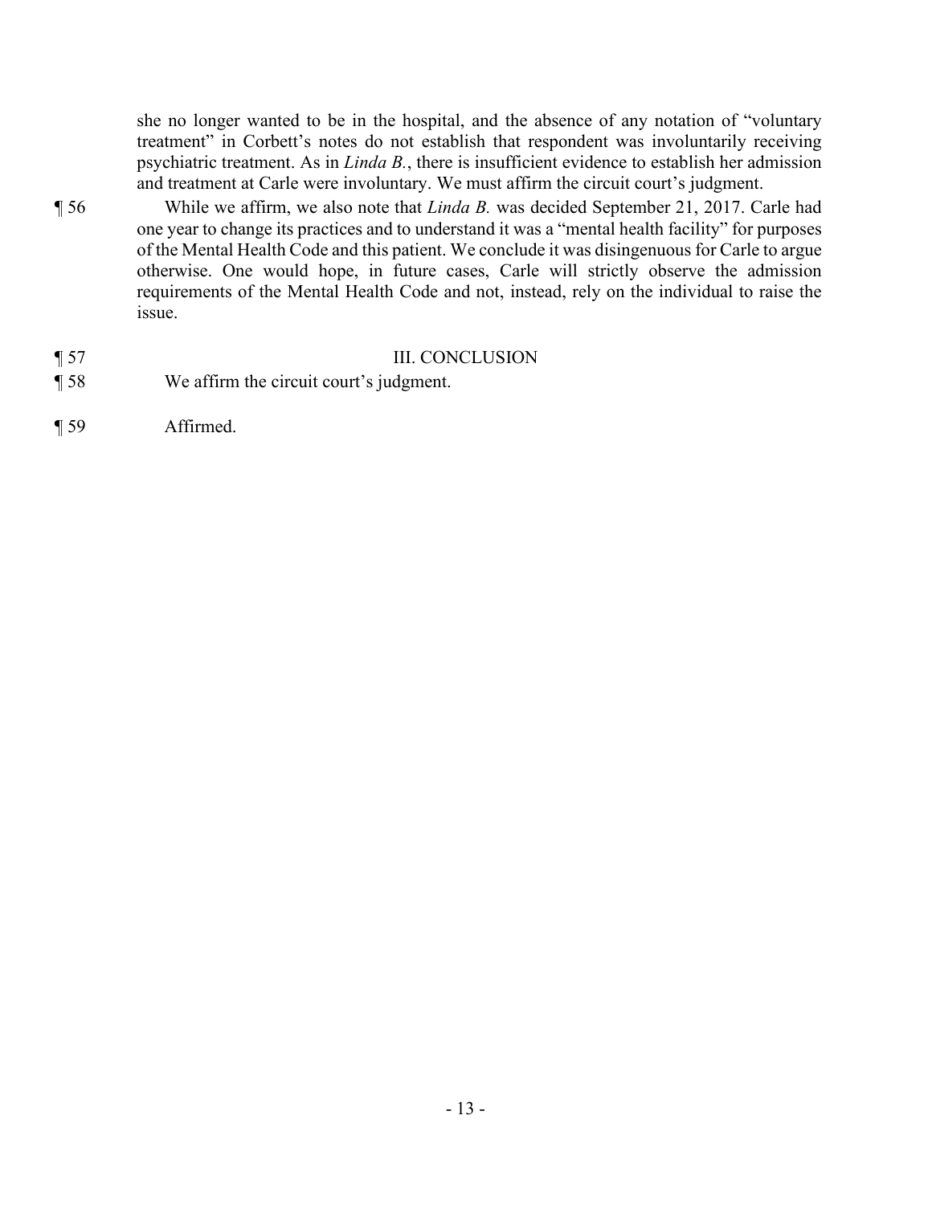she no longer wanted to be in the hospital, and the absence of any notation of "voluntary treatment" in Corbett's notes do not establish that respondent was involuntarily receiving psychiatric treatment. As in *Linda B.*, there is insufficient evidence to establish her admission and treatment at Carle were involuntary. We must affirm the circuit court's judgment.

¶ 56 While we affirm, we also note that *Linda B.* was decided September 21, 2017. Carle had one year to change its practices and to understand it was a "mental health facility" for purposes of the Mental Health Code and this patient. We conclude it was disingenuous for Carle to argue otherwise. One would hope, in future cases, Carle will strictly observe the admission requirements of the Mental Health Code and not, instead, rely on the individual to raise the issue.

¶ 57 III. CONCLUSION

¶ 58 We affirm the circuit court's judgment.

¶ 59 Affirmed.